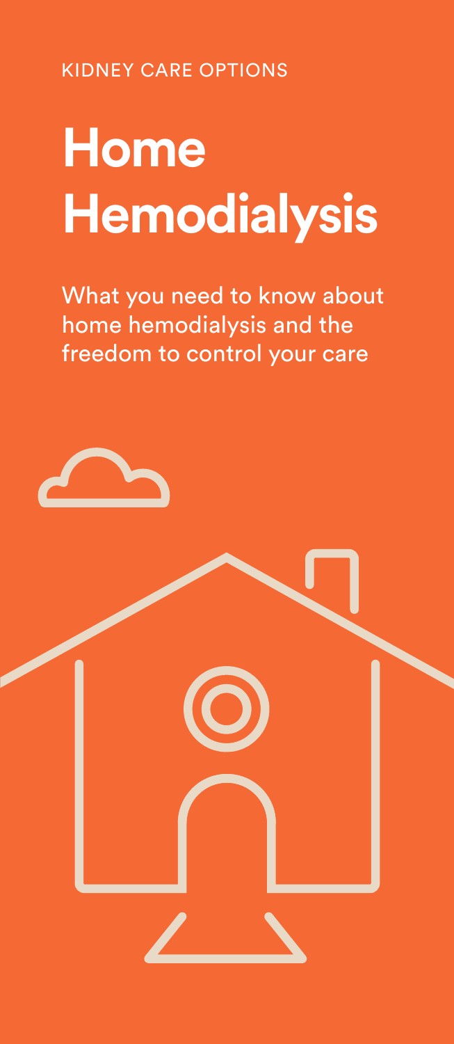KIDNEY CARE OPTIONS

# Home Hemodialysis

What you need to know about home hemodialysis and the freedom to control your care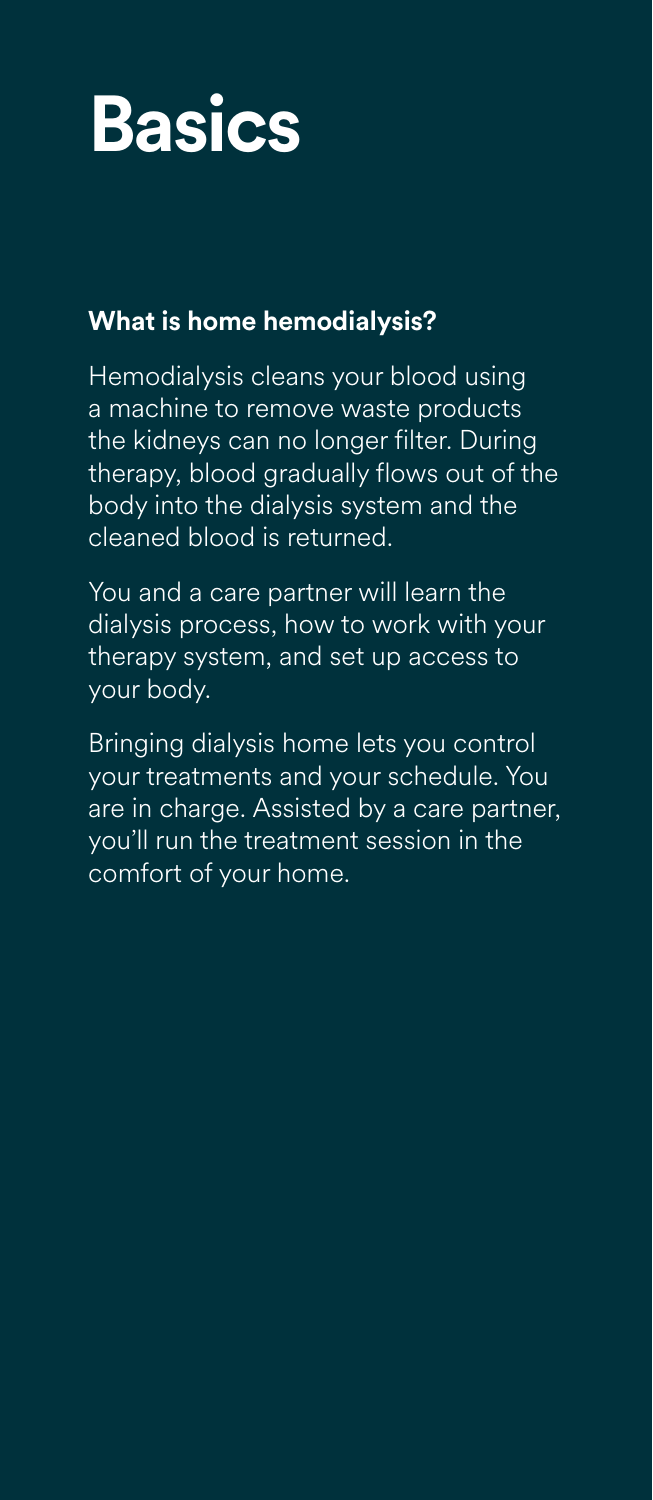# Basics

### What is home hemodialysis?

Hemodialysis cleans your blood using a machine to remove waste products the kidneys can no longer filter. During therapy, blood gradually flows out of the body into the dialysis system and the cleaned blood is returned.

You and a care partner will learn the dialysis process, how to work with your therapy system, and set up access to your body.

Bringing dialysis home lets you control your treatments and your schedule. You are in charge. Assisted by a care partner, you'll run the treatment session in the comfort of your home.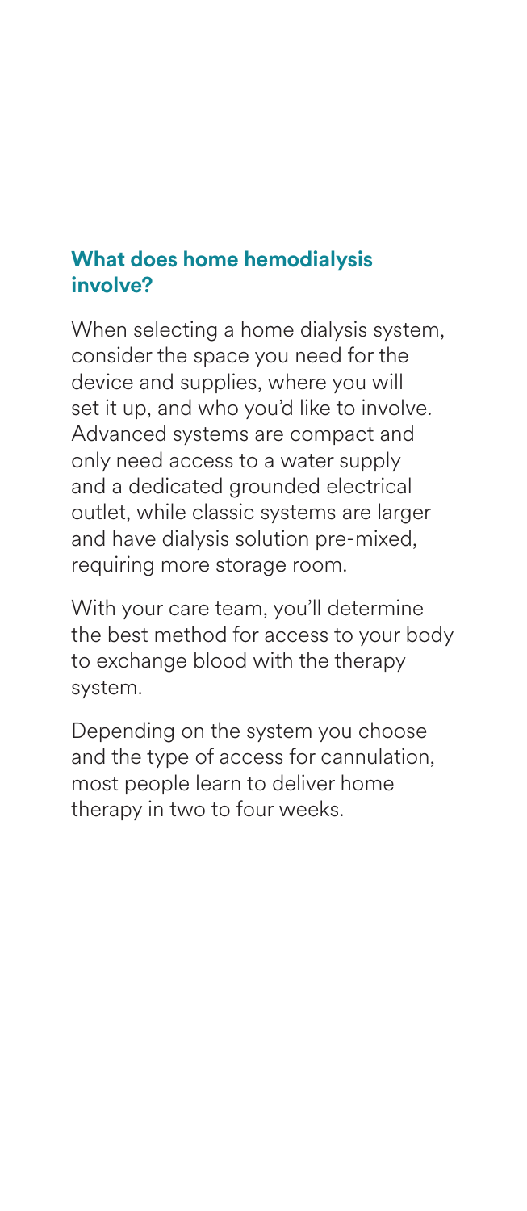## What does home hemodialysis involve?

When selecting a home dialysis system, consider the space you need for the device and supplies, where you will set it up, and who you'd like to involve. Advanced systems are compact and only need access to a water supply and a dedicated grounded electrical outlet, while classic systems are larger and have dialysis solution pre-mixed, requiring more storage room.

With your care team, you'll determine the best method for access to your body to exchange blood with the therapy system.

Depending on the system you choose and the type of access for cannulation, most people learn to deliver home therapy in two to four weeks.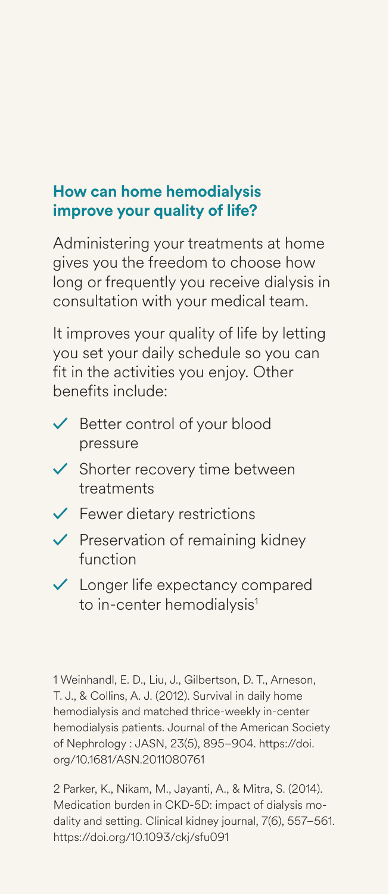## How can home hemodialysis improve your quality of life?

Administering your treatments at home gives you the freedom to choose how long or frequently you receive dialysis in consultation with your medical team.

It improves your quality of life by letting you set your daily schedule so you can fit in the activities you enjoy. Other benefits include:

- ✓ Better control of your blood pressure
- ✓ Shorter recovery time between treatments
- ✓ Fewer dietary restrictions
- ✓ Preservation of remaining kidney function
- ✓ Longer life expectancy compared to in-center hemodialysis[1]

1 Weinhandl, E. D., Liu, J., Gilbertson, D. T., Arneson, T. J., & Collins, A. J. (2012). Survival in daily home hemodialysis and matched thrice-weekly in-center hemodialysis patients. Journal of the American Society of Nephrology : JASN, 23(5), 895–904. https://doi.org/10.1681/ASN.2011080761

2 Parker, K., Nikam, M., Jayanti, A., & Mitra, S. (2014). Medication burden in CKD-5D: impact of dialysis modality and setting. Clinical kidney journal, 7(6), 557–561. https://doi.org/10.1093/ckj/sfu091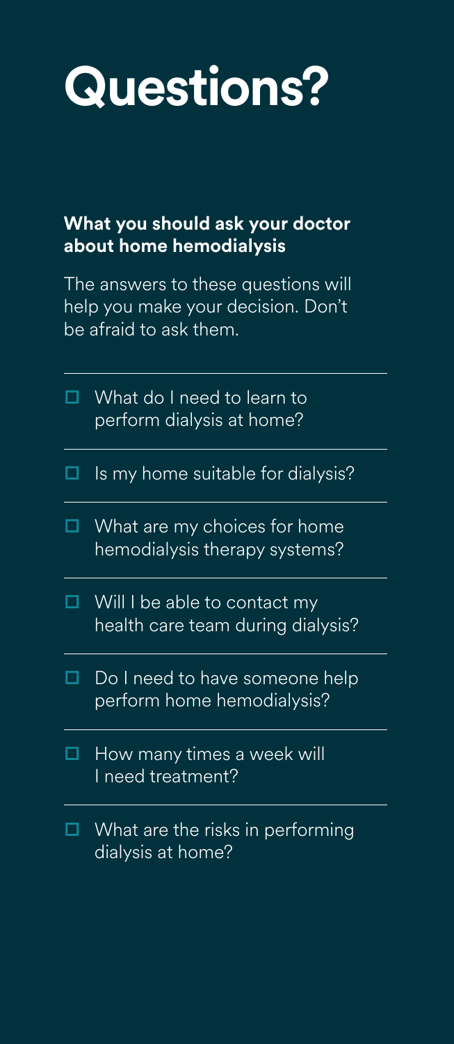# Questions?

**What you should ask your doctor about home hemodialysis**

The answers to these questions will help you make your decision. Don't be afraid to ask them.

- ☐ What do I need to learn to perform dialysis at home?
- ☐ Is my home suitable for dialysis?
- ☐ What are my choices for home hemodialysis therapy systems?
- ☐ Will I be able to contact my health care team during dialysis?
- ☐ Do I need to have someone help perform home hemodialysis?
- ☐ How many times a week will I need treatment?
- ☐ What are the risks in performing dialysis at home?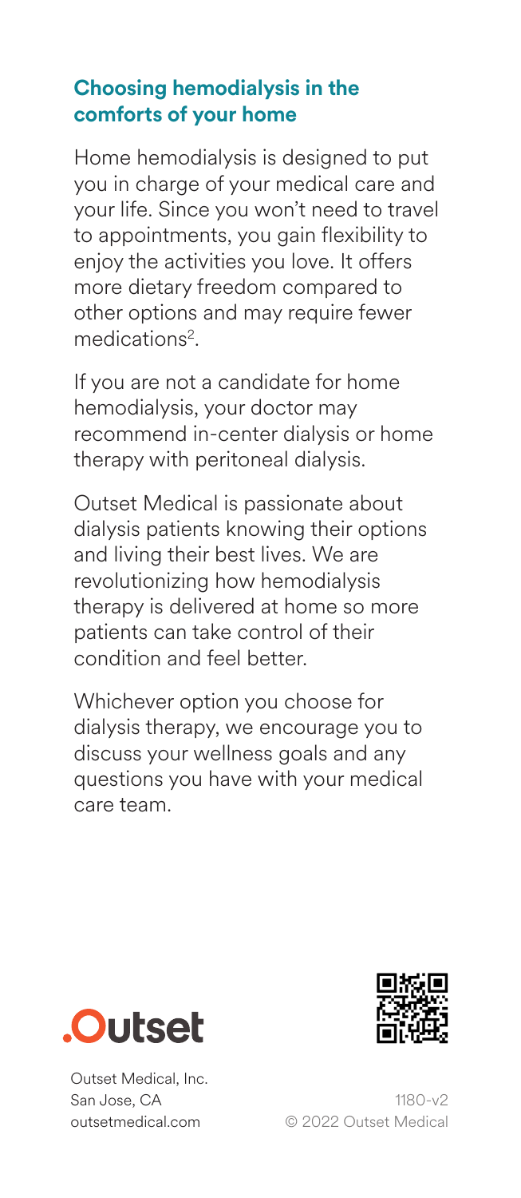## Choosing hemodialysis in the comforts of your home

Home hemodialysis is designed to put you in charge of your medical care and your life. Since you won't need to travel to appointments, you gain flexibility to enjoy the activities you love. It offers more dietary freedom compared to other options and may require fewer medications[2].

If you are not a candidate for home hemodialysis, your doctor may recommend in-center dialysis or home therapy with peritoneal dialysis.

Outset Medical is passionate about dialysis patients knowing their options and living their best lives. We are revolutionizing how hemodialysis therapy is delivered at home so more patients can take control of their condition and feel better.

Whichever option you choose for dialysis therapy, we encourage you to discuss your wellness goals and any questions you have with your medical care team.

.Outset

Outset Medical, Inc.
San Jose, CA
outsetmedical.com

1180-v2
© 2022 Outset Medical